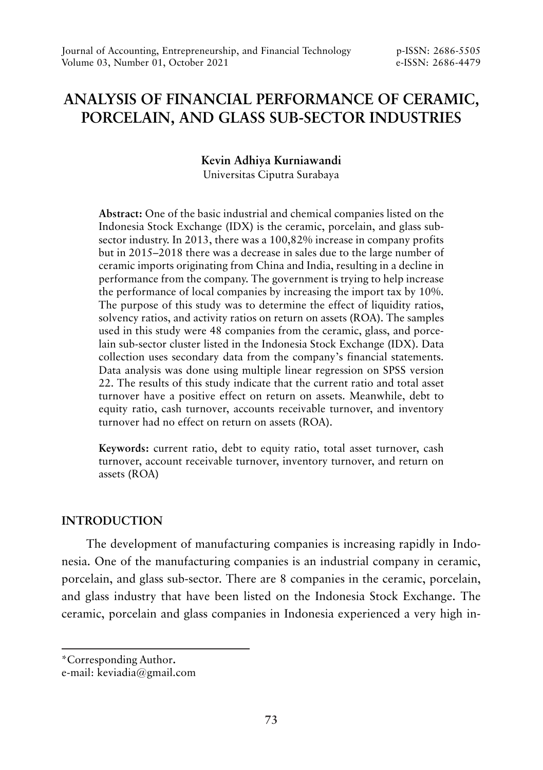# ANALYSIS OF FINANCIAL PERFORMANCE OF CERAMIC, PORCELAIN, AND GLASS SUB-SECTOR INDUSTRIES

**Kevin Adhiya Kurniawandi**

Universitas Ciputra Surabaya

**Abstract:** One of the basic industrial and chemical companies listed on the Indonesia Stock Exchange (IDX) is the ceramic, porcelain, and glass sub-sector industry. In 2013, there was a 100,82% increase in company profits but in 2015–2018 there was a decrease in sales due to the large number of ceramic imports originating from China and India, resulting in a decline in performance from the company. The government is trying to help increase the performance of local companies by increasing the import tax by 10%. The purpose of this study was to determine the effect of liquidity ratios, solvency ratios, and activity ratios on return on assets (ROA). The samples used in this study were 48 companies from the ceramic, glass, and porcelain sub-sector cluster listed in the Indonesia Stock Exchange (IDX). Data collection uses secondary data from the company's financial statements. Data analysis was done using multiple linear regression on SPSS version 22. The results of this study indicate that the current ratio and total asset turnover have a positive effect on return on assets. Meanwhile, debt to equity ratio, cash turnover, accounts receivable turnover, and inventory turnover had no effect on return on assets (ROA).

**Keywords:** current ratio, debt to equity ratio, total asset turnover, cash turnover, account receivable turnover, inventory turnover, and return on assets (ROA)

## INTRODUCTION

The development of manufacturing companies is increasing rapidly in Indonesia. One of the manufacturing companies is an industrial company in ceramic, porcelain, and glass sub-sector. There are 8 companies in the ceramic, porcelain, and glass industry that have been listed on the Indonesia Stock Exchange. The ceramic, porcelain and glass companies in Indonesia experienced a very high in-

*Corresponding Author.
e-mail: keviadia@gmail.com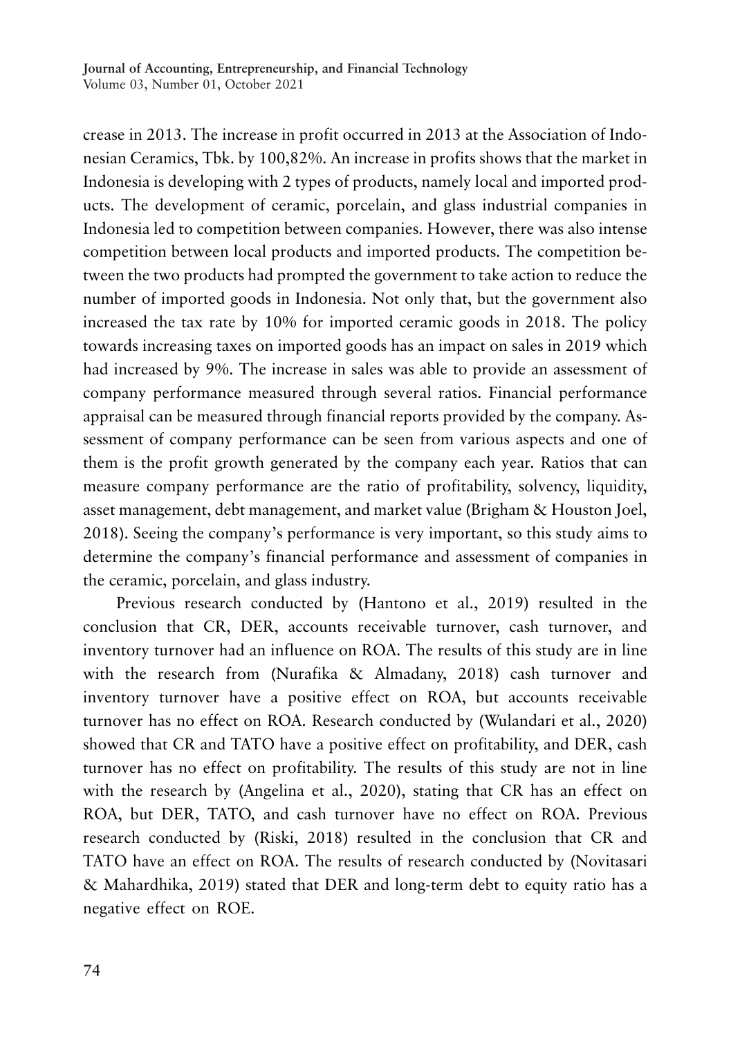crease in 2013. The increase in profit occurred in 2013 at the Association of Indonesian Ceramics, Tbk. by 100,82%. An increase in profits shows that the market in Indonesia is developing with 2 types of products, namely local and imported products. The development of ceramic, porcelain, and glass industrial companies in Indonesia led to competition between companies. However, there was also intense competition between local products and imported products. The competition between the two products had prompted the government to take action to reduce the number of imported goods in Indonesia. Not only that, but the government also increased the tax rate by 10% for imported ceramic goods in 2018. The policy towards increasing taxes on imported goods has an impact on sales in 2019 which had increased by 9%. The increase in sales was able to provide an assessment of company performance measured through several ratios. Financial performance appraisal can be measured through financial reports provided by the company. Assessment of company performance can be seen from various aspects and one of them is the profit growth generated by the company each year. Ratios that can measure company performance are the ratio of profitability, solvency, liquidity, asset management, debt management, and market value (Brigham & Houston Joel, 2018). Seeing the company's performance is very important, so this study aims to determine the company's financial performance and assessment of companies in the ceramic, porcelain, and glass industry.

Previous research conducted by (Hantono et al., 2019) resulted in the conclusion that CR, DER, accounts receivable turnover, cash turnover, and inventory turnover had an influence on ROA. The results of this study are in line with the research from (Nurafika & Almadany, 2018) cash turnover and inventory turnover have a positive effect on ROA, but accounts receivable turnover has no effect on ROA. Research conducted by (Wulandari et al., 2020) showed that CR and TATO have a positive effect on profitability, and DER, cash turnover has no effect on profitability. The results of this study are not in line with the research by (Angelina et al., 2020), stating that CR has an effect on ROA, but DER, TATO, and cash turnover have no effect on ROA. Previous research conducted by (Riski, 2018) resulted in the conclusion that CR and TATO have an effect on ROA. The results of research conducted by (Novitasari & Mahardhika, 2019) stated that DER and long-term debt to equity ratio has a negative effect on ROE.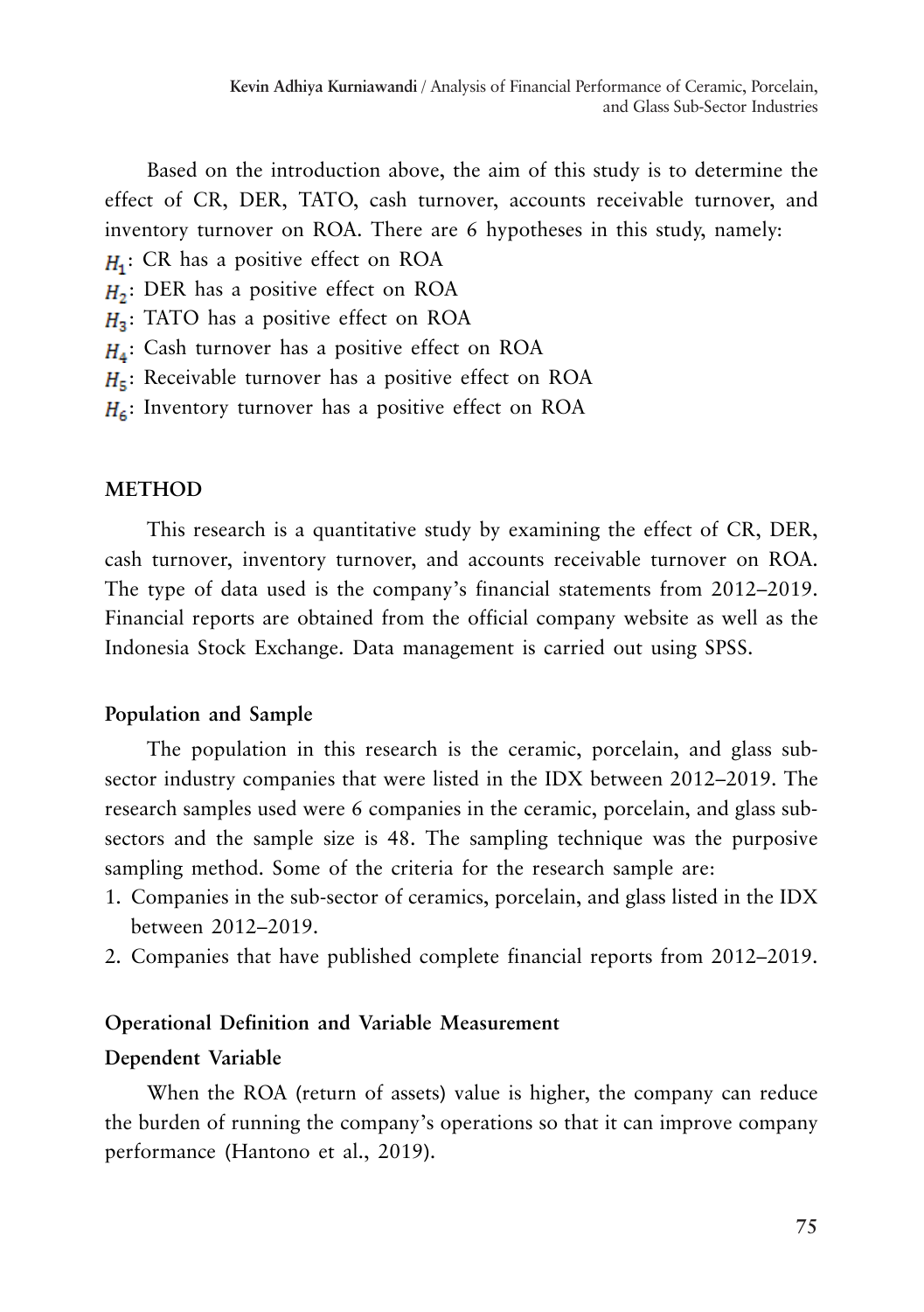Based on the introduction above, the aim of this study is to determine the effect of CR, DER, TATO, cash turnover, accounts receivable turnover, and inventory turnover on ROA. There are 6 hypotheses in this study, namely:

$H_1$: CR has a positive effect on ROA

$H_2$: DER has a positive effect on ROA

$H_3$: TATO has a positive effect on ROA

$H_4$: Cash turnover has a positive effect on ROA

$H_5$: Receivable turnover has a positive effect on ROA

$H_6$: Inventory turnover has a positive effect on ROA

## METHOD

This research is a quantitative study by examining the effect of CR, DER, cash turnover, inventory turnover, and accounts receivable turnover on ROA. The type of data used is the company's financial statements from 2012–2019. Financial reports are obtained from the official company website as well as the Indonesia Stock Exchange. Data management is carried out using SPSS.

### Population and Sample

The population in this research is the ceramic, porcelain, and glass sub-sector industry companies that were listed in the IDX between 2012–2019. The research samples used were 6 companies in the ceramic, porcelain, and glass sub-sectors and the sample size is 48. The sampling technique was the purposive sampling method. Some of the criteria for the research sample are:

1. Companies in the sub-sector of ceramics, porcelain, and glass listed in the IDX between 2012–2019.
2. Companies that have published complete financial reports from 2012–2019.

### Operational Definition and Variable Measurement

#### Dependent Variable

When the ROA (return of assets) value is higher, the company can reduce the burden of running the company's operations so that it can improve company performance (Hantono et al., 2019).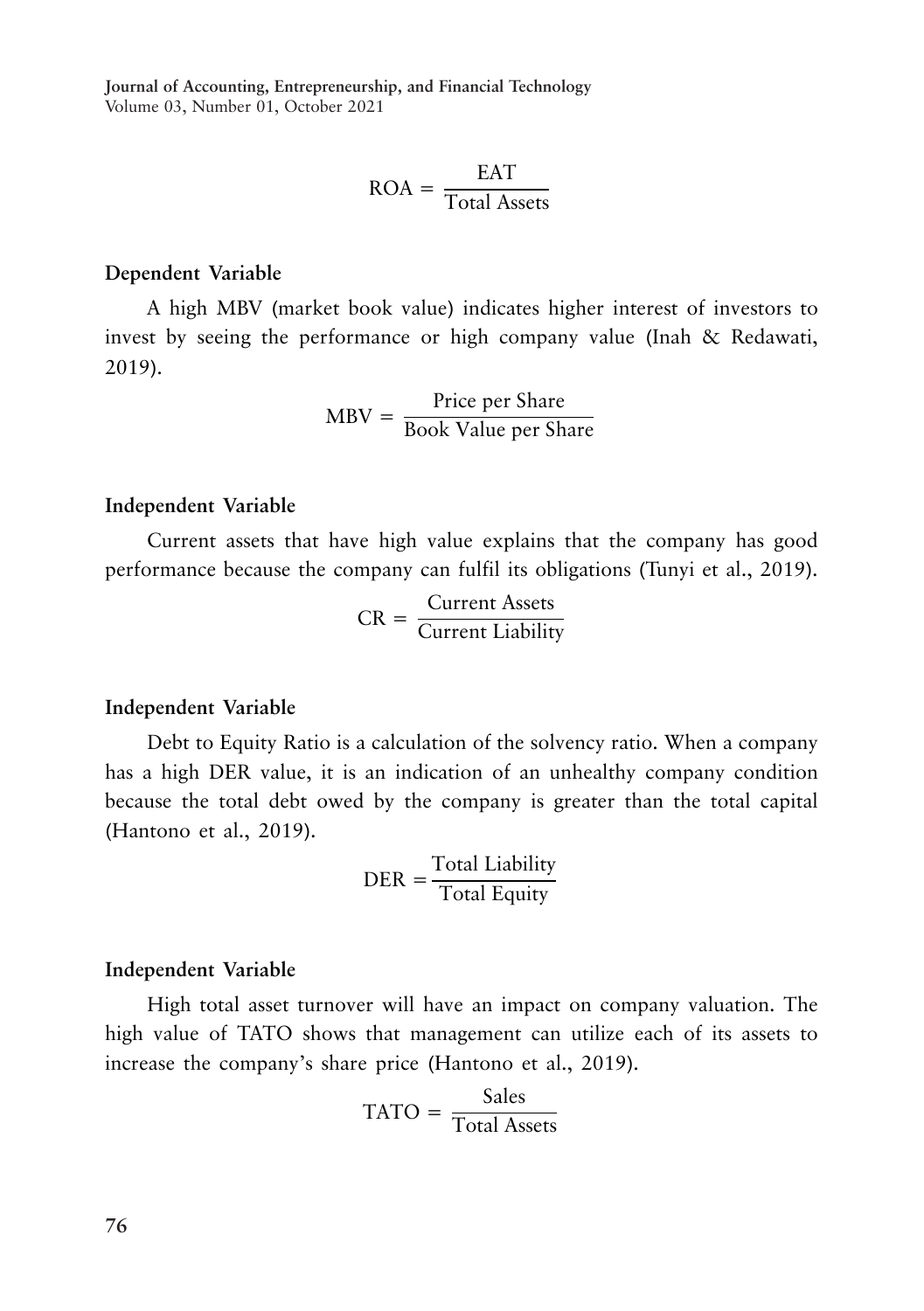$$\text{ROA} = \frac{\text{EAT}}{\text{Total Assets}}$$

**Dependent Variable**

A high MBV (market book value) indicates higher interest of investors to invest by seeing the performance or high company value (Inah & Redawati, 2019).

$$\text{MBV} = \frac{\text{Price per Share}}{\text{Book Value per Share}}$$

**Independent Variable**

Current assets that have high value explains that the company has good performance because the company can fulfil its obligations (Tunyi et al., 2019).

$$\text{CR} = \frac{\text{Current Assets}}{\text{Current Liability}}$$

**Independent Variable**

Debt to Equity Ratio is a calculation of the solvency ratio. When a company has a high DER value, it is an indication of an unhealthy company condition because the total debt owed by the company is greater than the total capital (Hantono et al., 2019).

$$\text{DER} = \frac{\text{Total Liability}}{\text{Total Equity}}$$

**Independent Variable**

High total asset turnover will have an impact on company valuation. The high value of TATO shows that management can utilize each of its assets to increase the company's share price (Hantono et al., 2019).

$$\text{TATO} = \frac{\text{Sales}}{\text{Total Assets}}$$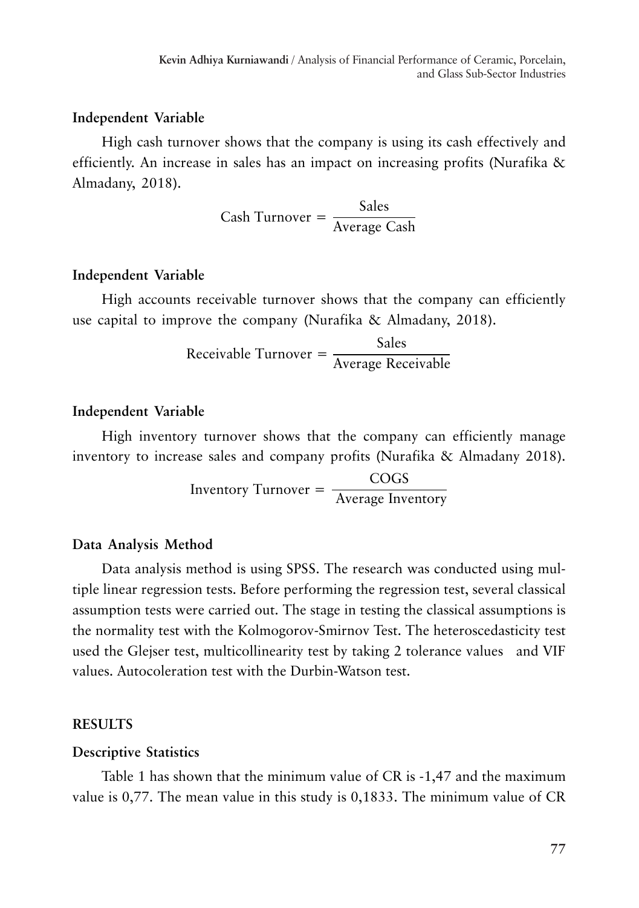**Independent Variable**

High cash turnover shows that the company is using its cash effectively and efficiently. An increase in sales has an impact on increasing profits (Nurafika & Almadany, 2018).

$$\text{Cash Turnover} = \frac{\text{Sales}}{\text{Average Cash}}$$

**Independent Variable**

High accounts receivable turnover shows that the company can efficiently use capital to improve the company (Nurafika & Almadany, 2018).

$$\text{Receivable Turnover} = \frac{\text{Sales}}{\text{Average Receivable}}$$

**Independent Variable**

High inventory turnover shows that the company can efficiently manage inventory to increase sales and company profits (Nurafika & Almadany 2018).

$$\text{Inventory Turnover} = \frac{\text{COGS}}{\text{Average Inventory}}$$

**Data Analysis Method**

Data analysis method is using SPSS. The research was conducted using multiple linear regression tests. Before performing the regression test, several classical assumption tests were carried out. The stage in testing the classical assumptions is the normality test with the Kolmogorov-Smirnov Test. The heteroscedasticity test used the Glejser test, multicollinearity test by taking 2 tolerance values and VIF values. Autocoleration test with the Durbin-Watson test.

## RESULTS

**Descriptive Statistics**

Table 1 has shown that the minimum value of CR is -1,47 and the maximum value is 0,77. The mean value in this study is 0,1833. The minimum value of CR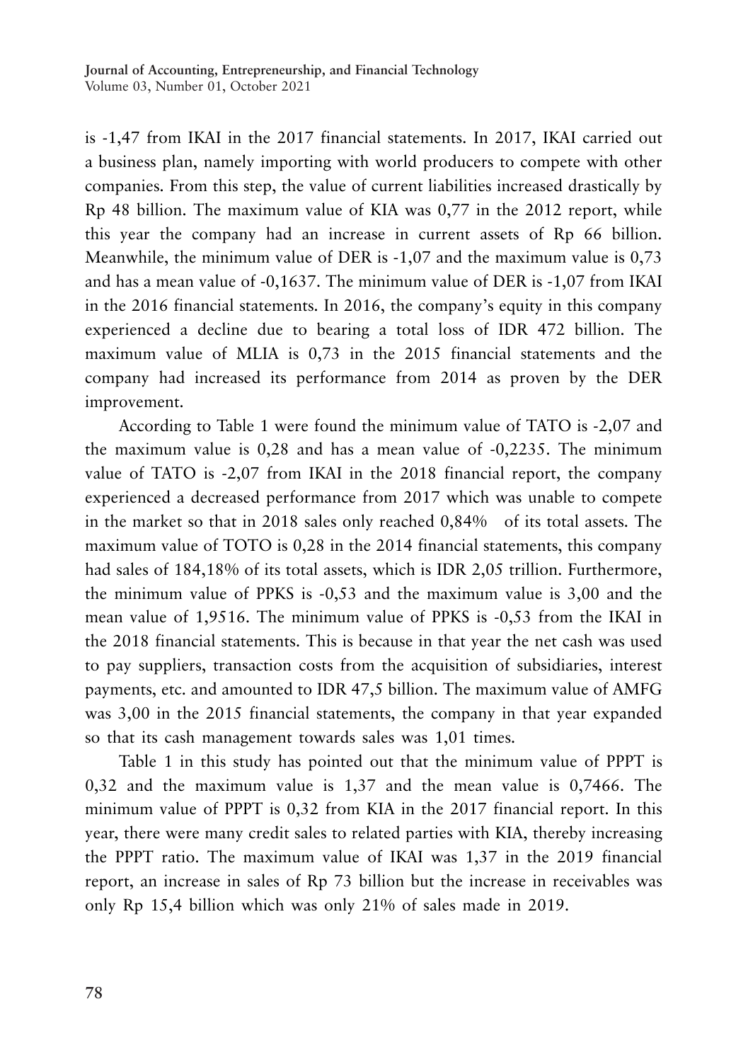is -1,47 from IKAI in the 2017 financial statements. In 2017, IKAI carried out a business plan, namely importing with world producers to compete with other companies. From this step, the value of current liabilities increased drastically by Rp 48 billion. The maximum value of KIA was 0,77 in the 2012 report, while this year the company had an increase in current assets of Rp 66 billion. Meanwhile, the minimum value of DER is -1,07 and the maximum value is 0,73 and has a mean value of -0,1637. The minimum value of DER is -1,07 from IKAI in the 2016 financial statements. In 2016, the company's equity in this company experienced a decline due to bearing a total loss of IDR 472 billion. The maximum value of MLIA is 0,73 in the 2015 financial statements and the company had increased its performance from 2014 as proven by the DER improvement.

According to Table 1 were found the minimum value of TATO is -2,07 and the maximum value is 0,28 and has a mean value of -0,2235. The minimum value of TATO is -2,07 from IKAI in the 2018 financial report, the company experienced a decreased performance from 2017 which was unable to compete in the market so that in 2018 sales only reached 0,84% of its total assets. The maximum value of TOTO is 0,28 in the 2014 financial statements, this company had sales of 184,18% of its total assets, which is IDR 2,05 trillion. Furthermore, the minimum value of PPKS is -0,53 and the maximum value is 3,00 and the mean value of 1,9516. The minimum value of PPKS is -0,53 from the IKAI in the 2018 financial statements. This is because in that year the net cash was used to pay suppliers, transaction costs from the acquisition of subsidiaries, interest payments, etc. and amounted to IDR 47,5 billion. The maximum value of AMFG was 3,00 in the 2015 financial statements, the company in that year expanded so that its cash management towards sales was 1,01 times.

Table 1 in this study has pointed out that the minimum value of PPPT is 0,32 and the maximum value is 1,37 and the mean value is 0,7466. The minimum value of PPPT is 0,32 from KIA in the 2017 financial report. In this year, there were many credit sales to related parties with KIA, thereby increasing the PPPT ratio. The maximum value of IKAI was 1,37 in the 2019 financial report, an increase in sales of Rp 73 billion but the increase in receivables was only Rp 15,4 billion which was only 21% of sales made in 2019.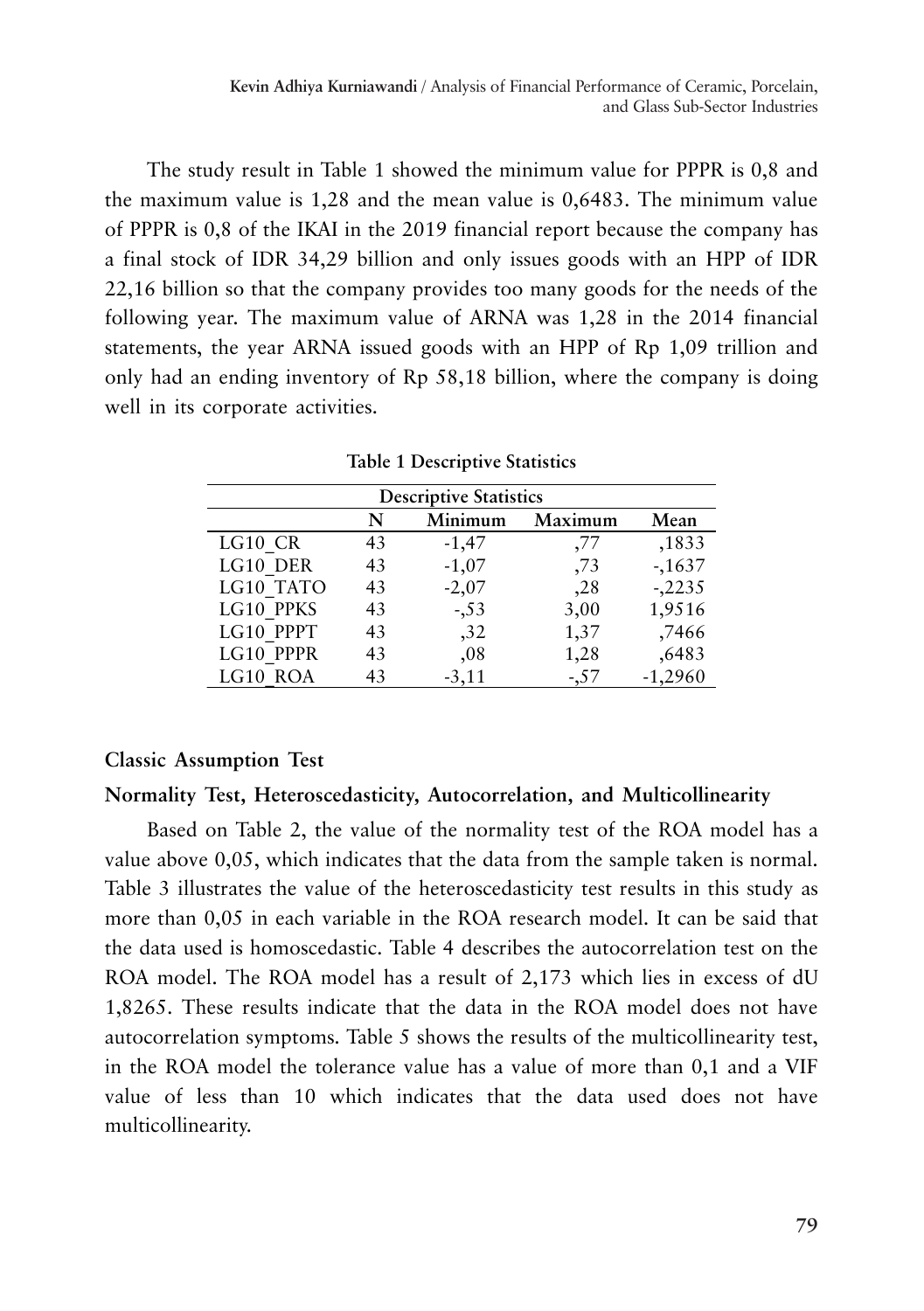The study result in Table 1 showed the minimum value for PPPR is 0,8 and the maximum value is 1,28 and the mean value is 0,6483. The minimum value of PPPR is 0,8 of the IKAI in the 2019 financial report because the company has a final stock of IDR 34,29 billion and only issues goods with an HPP of IDR 22,16 billion so that the company provides too many goods for the needs of the following year. The maximum value of ARNA was 1,28 in the 2014 financial statements, the year ARNA issued goods with an HPP of Rp 1,09 trillion and only had an ending inventory of Rp 58,18 billion, where the company is doing well in its corporate activities.

**Table 1 Descriptive Statistics**

| Descriptive Statistics | | | | |
|---|---|---|---|---|
| | N | Minimum | Maximum | Mean |
| LG10_CR | 43 | -1,47 | ,77 | ,1833 |
| LG10_DER | 43 | -1,07 | ,73 | -,1637 |
| LG10_TATO | 43 | -2,07 | ,28 | -,2235 |
| LG10_PPKS | 43 | -,53 | 3,00 | 1,9516 |
| LG10_PPPT | 43 | ,32 | 1,37 | ,7466 |
| LG10_PPPR | 43 | ,08 | 1,28 | ,6483 |
| LG10_ROA | 43 | -3,11 | -,57 | -1,2960 |

## Classic Assumption Test

### Normality Test, Heteroscedasticity, Autocorrelation, and Multicollinearity

Based on Table 2, the value of the normality test of the ROA model has a value above 0,05, which indicates that the data from the sample taken is normal. Table 3 illustrates the value of the heteroscedasticity test results in this study as more than 0,05 in each variable in the ROA research model. It can be said that the data used is homoscedastic. Table 4 describes the autocorrelation test on the ROA model. The ROA model has a result of 2,173 which lies in excess of dU 1,8265. These results indicate that the data in the ROA model does not have autocorrelation symptoms. Table 5 shows the results of the multicollinearity test, in the ROA model the tolerance value has a value of more than 0,1 and a VIF value of less than 10 which indicates that the data used does not have multicollinearity.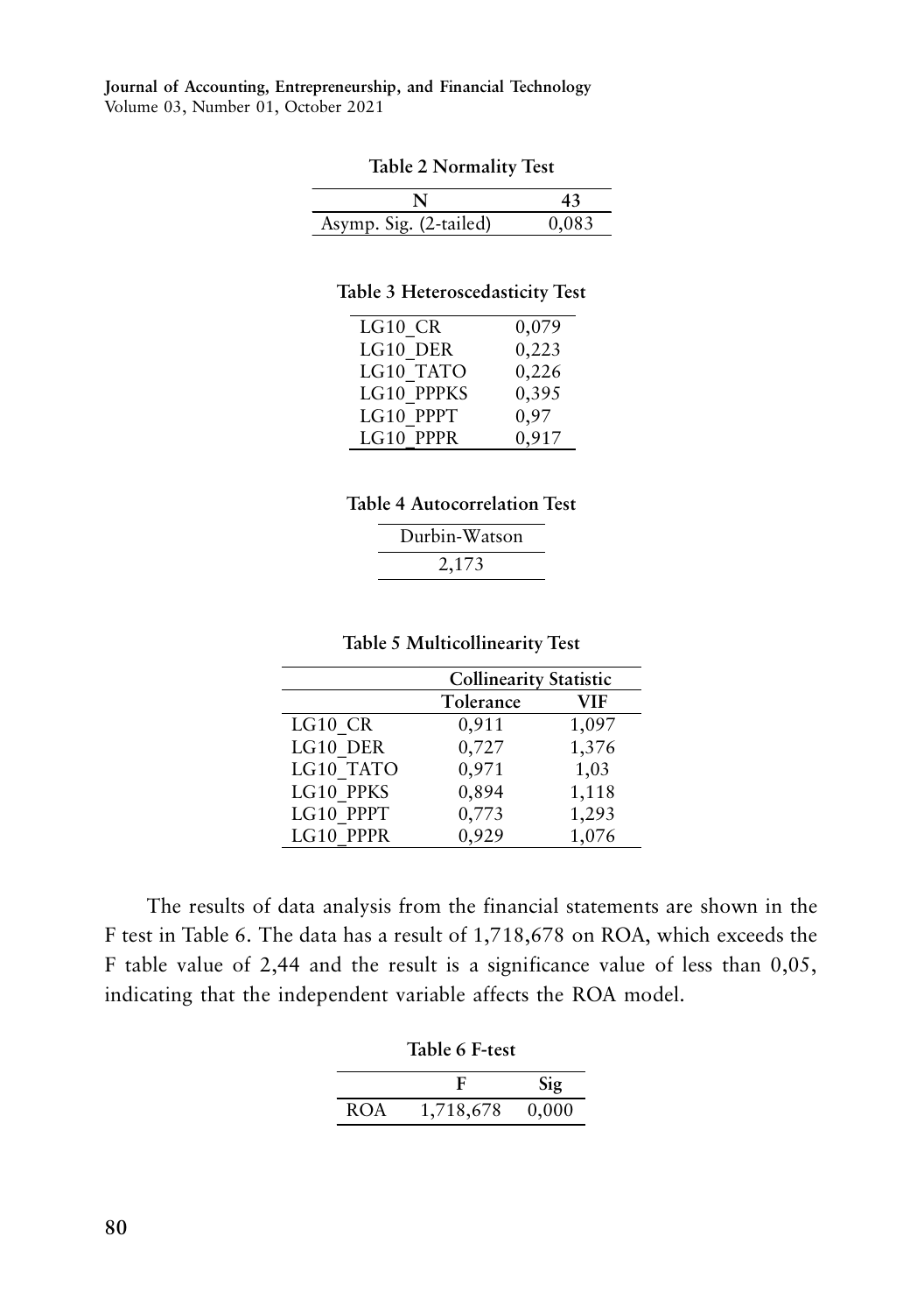**Table 2 Normality Test**

| N | 43 |
|---|---|
| Asymp. Sig. (2-tailed) | 0,083 |

**Table 3 Heteroscedasticity Test**

| | |
|---|---|
| LG10_CR | 0,079 |
| LG10_DER | 0,223 |
| LG10_TATO | 0,226 |
| LG10_PPPKS | 0,395 |
| LG10_PPPT | 0,97 |
| LG10_PPPR | 0,917 |

**Table 4 Autocorrelation Test**

| Durbin-Watson |
|---|
| 2,173 |

**Table 5 Multicollinearity Test**

| | Collinearity Statistic | |
|---|---|---|
| | Tolerance | VIF |
| LG10_CR | 0,911 | 1,097 |
| LG10_DER | 0,727 | 1,376 |
| LG10_TATO | 0,971 | 1,03 |
| LG10_PPKS | 0,894 | 1,118 |
| LG10_PPPT | 0,773 | 1,293 |
| LG10_PPPR | 0,929 | 1,076 |

The results of data analysis from the financial statements are shown in the F test in Table 6. The data has a result of 1,718,678 on ROA, which exceeds the F table value of 2,44 and the result is a significance value of less than 0,05, indicating that the independent variable affects the ROA model.

**Table 6 F-test**

| | F | Sig |
|---|---|---|
| ROA | 1,718,678 | 0,000 |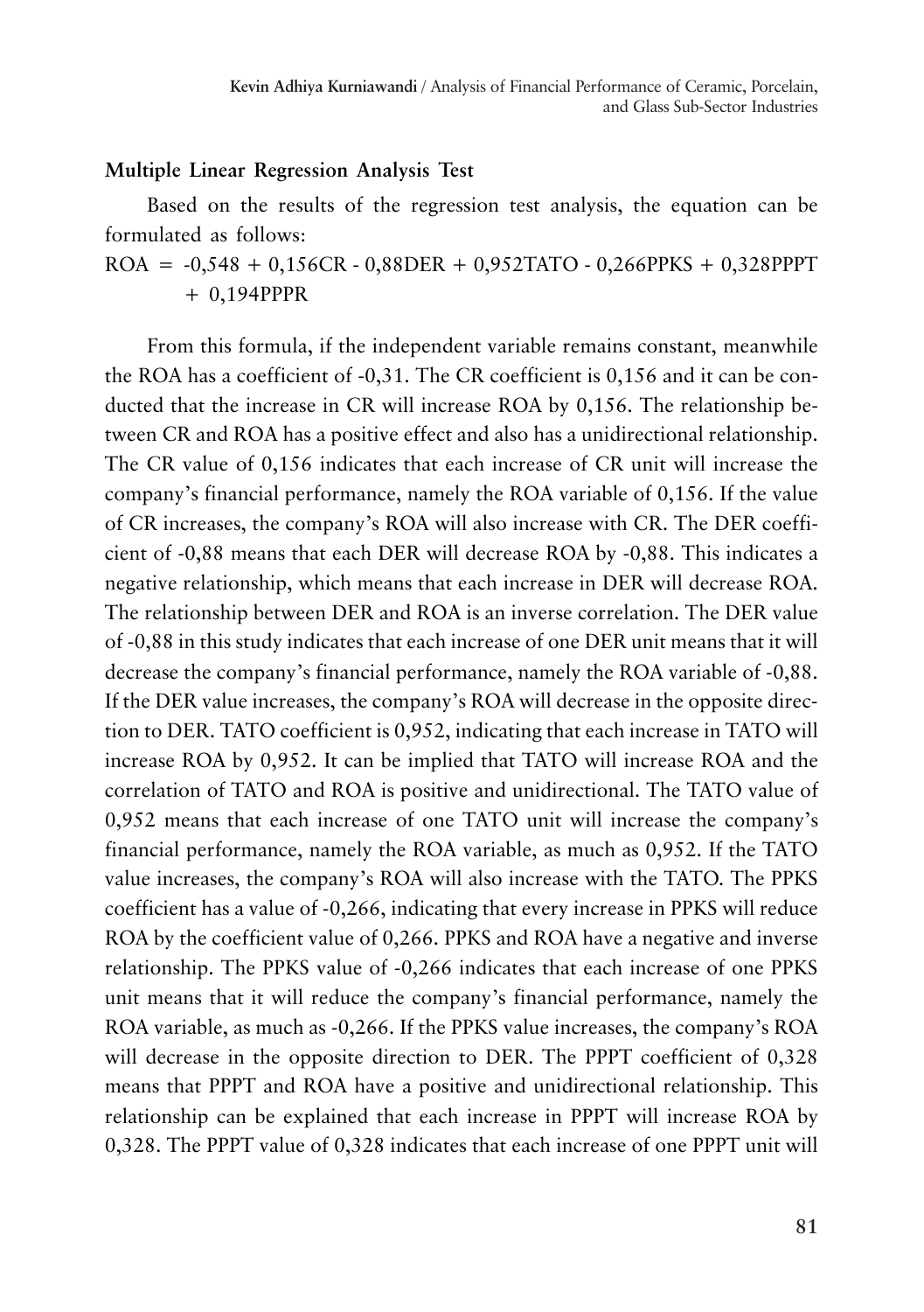### Multiple Linear Regression Analysis Test

Based on the results of the regression test analysis, the equation can be formulated as follows:

$$ROA = -0{,}548 + 0{,}156CR - 0{,}88DER + 0{,}952TATO - 0{,}266PPKS + 0{,}328PPPT + 0{,}194PPPR$$

From this formula, if the independent variable remains constant, meanwhile the ROA has a coefficient of -0,31. The CR coefficient is 0,156 and it can be conducted that the increase in CR will increase ROA by 0,156. The relationship between CR and ROA has a positive effect and also has a unidirectional relationship. The CR value of 0,156 indicates that each increase of CR unit will increase the company's financial performance, namely the ROA variable of 0,156. If the value of CR increases, the company's ROA will also increase with CR. The DER coefficient of -0,88 means that each DER will decrease ROA by -0,88. This indicates a negative relationship, which means that each increase in DER will decrease ROA. The relationship between DER and ROA is an inverse correlation. The DER value of -0,88 in this study indicates that each increase of one DER unit means that it will decrease the company's financial performance, namely the ROA variable of -0,88. If the DER value increases, the company's ROA will decrease in the opposite direction to DER. TATO coefficient is 0,952, indicating that each increase in TATO will increase ROA by 0,952. It can be implied that TATO will increase ROA and the correlation of TATO and ROA is positive and unidirectional. The TATO value of 0,952 means that each increase of one TATO unit will increase the company's financial performance, namely the ROA variable, as much as 0,952. If the TATO value increases, the company's ROA will also increase with the TATO. The PPKS coefficient has a value of -0,266, indicating that every increase in PPKS will reduce ROA by the coefficient value of 0,266. PPKS and ROA have a negative and inverse relationship. The PPKS value of -0,266 indicates that each increase of one PPKS unit means that it will reduce the company's financial performance, namely the ROA variable, as much as -0,266. If the PPKS value increases, the company's ROA will decrease in the opposite direction to DER. The PPPT coefficient of 0,328 means that PPPT and ROA have a positive and unidirectional relationship. This relationship can be explained that each increase in PPPT will increase ROA by 0,328. The PPPT value of 0,328 indicates that each increase of one PPPT unit will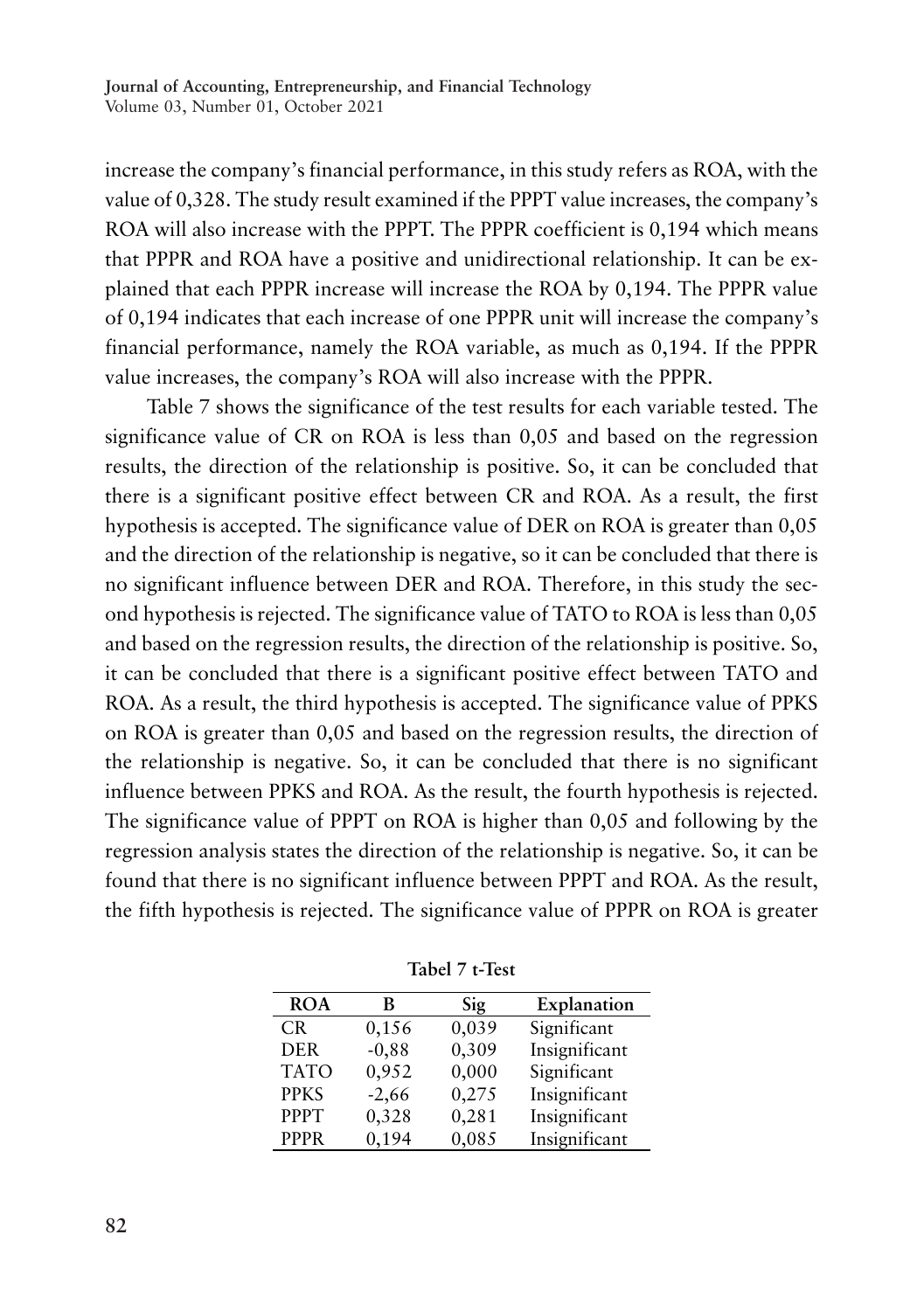increase the company's financial performance, in this study refers as ROA, with the value of 0,328. The study result examined if the PPPT value increases, the company's ROA will also increase with the PPPT. The PPPR coefficient is 0,194 which means that PPPR and ROA have a positive and unidirectional relationship. It can be explained that each PPPR increase will increase the ROA by 0,194. The PPPR value of 0,194 indicates that each increase of one PPPR unit will increase the company's financial performance, namely the ROA variable, as much as 0,194. If the PPPR value increases, the company's ROA will also increase with the PPPR.

Table 7 shows the significance of the test results for each variable tested. The significance value of CR on ROA is less than 0,05 and based on the regression results, the direction of the relationship is positive. So, it can be concluded that there is a significant positive effect between CR and ROA. As a result, the first hypothesis is accepted. The significance value of DER on ROA is greater than 0,05 and the direction of the relationship is negative, so it can be concluded that there is no significant influence between DER and ROA. Therefore, in this study the second hypothesis is rejected. The significance value of TATO to ROA is less than 0,05 and based on the regression results, the direction of the relationship is positive. So, it can be concluded that there is a significant positive effect between TATO and ROA. As a result, the third hypothesis is accepted. The significance value of PPKS on ROA is greater than 0,05 and based on the regression results, the direction of the relationship is negative. So, it can be concluded that there is no significant influence between PPKS and ROA. As the result, the fourth hypothesis is rejected. The significance value of PPPT on ROA is higher than 0,05 and following by the regression analysis states the direction of the relationship is negative. So, it can be found that there is no significant influence between PPPT and ROA. As the result, the fifth hypothesis is rejected. The significance value of PPPR on ROA is greater

**Tabel 7 t-Test**

| ROA | B | Sig | Explanation |
|---|---|---|---|
| CR | 0,156 | 0,039 | Significant |
| DER | -0,88 | 0,309 | Insignificant |
| TATO | 0,952 | 0,000 | Significant |
| PPKS | -2,66 | 0,275 | Insignificant |
| PPPT | 0,328 | 0,281 | Insignificant |
| PPPR | 0,194 | 0,085 | Insignificant |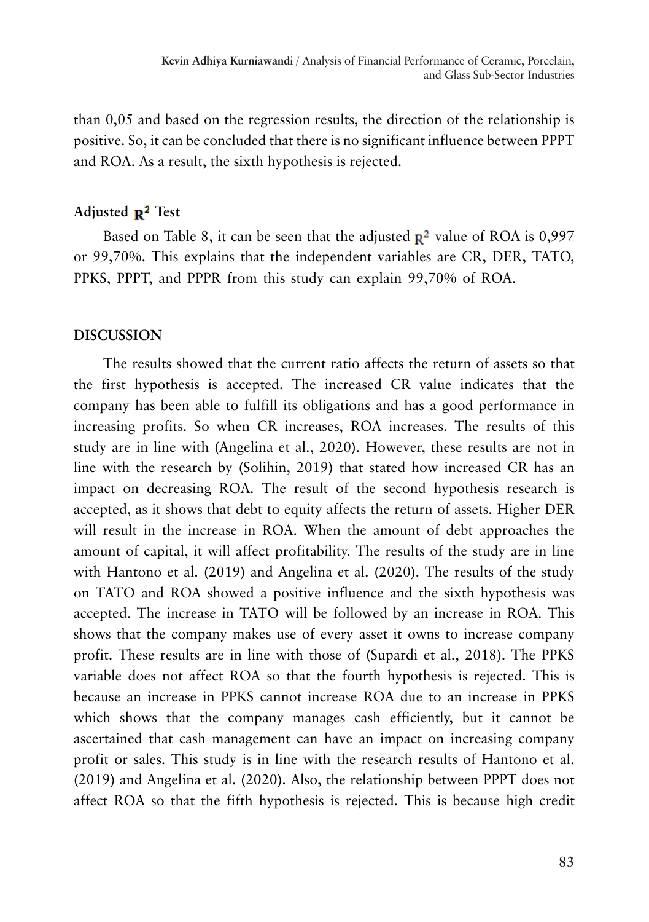than 0,05 and based on the regression results, the direction of the relationship is positive. So, it can be concluded that there is no significant influence between PPPT and ROA. As a result, the sixth hypothesis is rejected.

### Adjusted $R^2$ Test

Based on Table 8, it can be seen that the adjusted $R^2$ value of ROA is 0,997 or 99,70%. This explains that the independent variables are CR, DER, TATO, PPKS, PPPT, and PPPR from this study can explain 99,70% of ROA.

## DISCUSSION

The results showed that the current ratio affects the return of assets so that the first hypothesis is accepted. The increased CR value indicates that the company has been able to fulfill its obligations and has a good performance in increasing profits. So when CR increases, ROA increases. The results of this study are in line with (Angelina et al., 2020). However, these results are not in line with the research by (Solihin, 2019) that stated how increased CR has an impact on decreasing ROA. The result of the second hypothesis research is accepted, as it shows that debt to equity affects the return of assets. Higher DER will result in the increase in ROA. When the amount of debt approaches the amount of capital, it will affect profitability. The results of the study are in line with Hantono et al. (2019) and Angelina et al. (2020). The results of the study on TATO and ROA showed a positive influence and the sixth hypothesis was accepted. The increase in TATO will be followed by an increase in ROA. This shows that the company makes use of every asset it owns to increase company profit. These results are in line with those of (Supardi et al., 2018). The PPKS variable does not affect ROA so that the fourth hypothesis is rejected. This is because an increase in PPKS cannot increase ROA due to an increase in PPKS which shows that the company manages cash efficiently, but it cannot be ascertained that cash management can have an impact on increasing company profit or sales. This study is in line with the research results of Hantono et al. (2019) and Angelina et al. (2020). Also, the relationship between PPPT does not affect ROA so that the fifth hypothesis is rejected. This is because high credit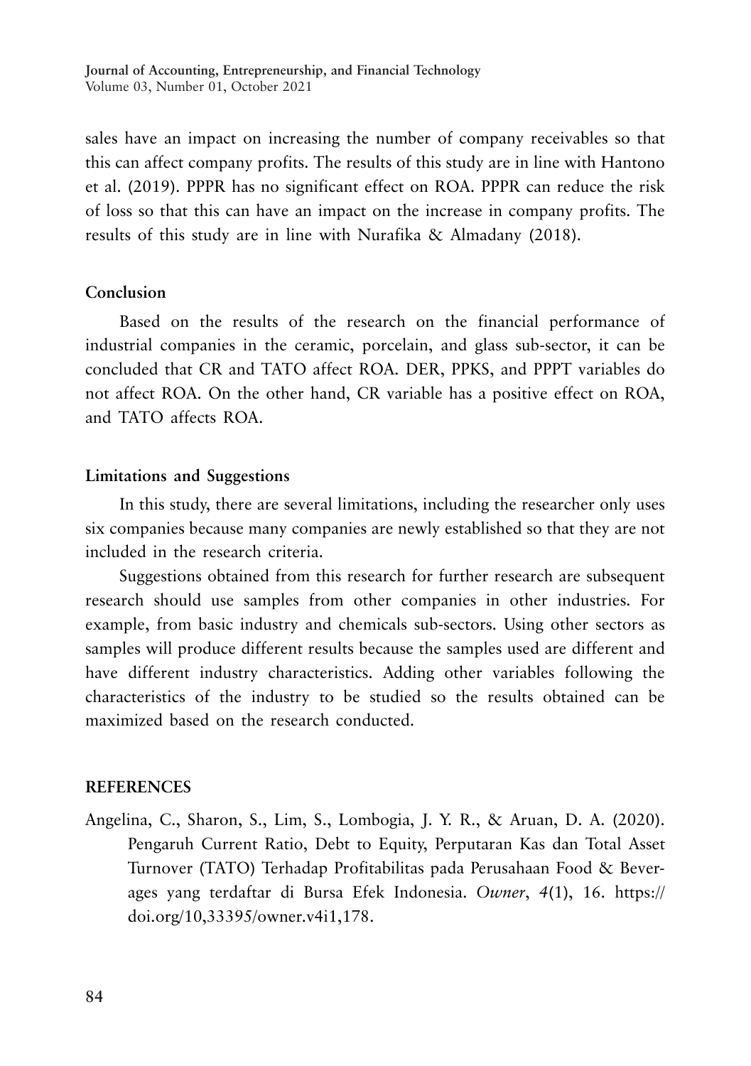sales have an impact on increasing the number of company receivables so that this can affect company profits. The results of this study are in line with Hantono et al. (2019). PPPR has no significant effect on ROA. PPPR can reduce the risk of loss so that this can have an impact on the increase in company profits. The results of this study are in line with Nurafika & Almadany (2018).

## Conclusion

Based on the results of the research on the financial performance of industrial companies in the ceramic, porcelain, and glass sub-sector, it can be concluded that CR and TATO affect ROA. DER, PPKS, and PPPT variables do not affect ROA. On the other hand, CR variable has a positive effect on ROA, and TATO affects ROA.

## Limitations and Suggestions

In this study, there are several limitations, including the researcher only uses six companies because many companies are newly established so that they are not included in the research criteria.

Suggestions obtained from this research for further research are subsequent research should use samples from other companies in other industries. For example, from basic industry and chemicals sub-sectors. Using other sectors as samples will produce different results because the samples used are different and have different industry characteristics. Adding other variables following the characteristics of the industry to be studied so the results obtained can be maximized based on the research conducted.

## REFERENCES

Angelina, C., Sharon, S., Lim, S., Lombogia, J. Y. R., & Aruan, D. A. (2020). Pengaruh Current Ratio, Debt to Equity, Perputaran Kas dan Total Asset Turnover (TATO) Terhadap Profitabilitas pada Perusahaan Food & Beverages yang terdaftar di Bursa Efek Indonesia. *Owner*, *4*(1), 16. https://doi.org/10,33395/owner.v4i1,178.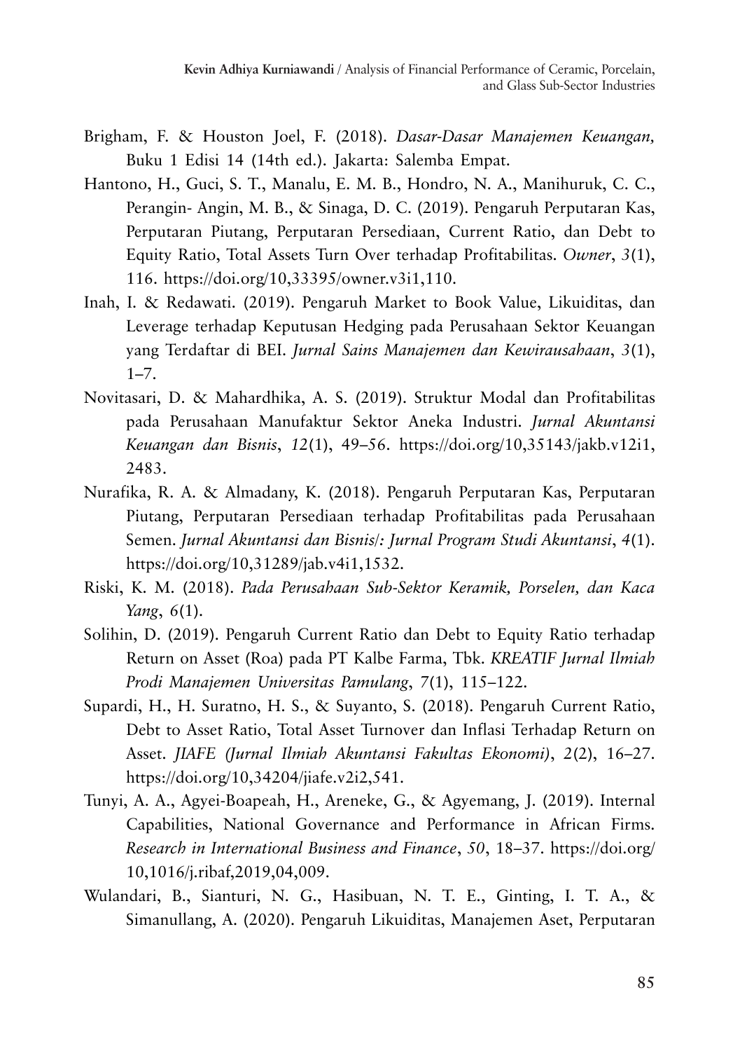Brigham, F. & Houston Joel, F. (2018). *Dasar-Dasar Manajemen Keuangan,* Buku 1 Edisi 14 (14th ed.). Jakarta: Salemba Empat.

Hantono, H., Guci, S. T., Manalu, E. M. B., Hondro, N. A., Manihuruk, C. C., Perangin- Angin, M. B., & Sinaga, D. C. (2019). Pengaruh Perputaran Kas, Perputaran Piutang, Perputaran Persediaan, Current Ratio, dan Debt to Equity Ratio, Total Assets Turn Over terhadap Profitabilitas. *Owner*, *3*(1), 116. https://doi.org/10,33395/owner.v3i1,110.

Inah, I. & Redawati. (2019). Pengaruh Market to Book Value, Likuiditas, dan Leverage terhadap Keputusan Hedging pada Perusahaan Sektor Keuangan yang Terdaftar di BEI. *Jurnal Sains Manajemen dan Kewirausahaan*, *3*(1), 1–7.

Novitasari, D. & Mahardhika, A. S. (2019). Struktur Modal dan Profitabilitas pada Perusahaan Manufaktur Sektor Aneka Industri. *Jurnal Akuntansi Keuangan dan Bisnis*, *12*(1), 49–56. https://doi.org/10,35143/jakb.v12i1, 2483.

Nurafika, R. A. & Almadany, K. (2018). Pengaruh Perputaran Kas, Perputaran Piutang, Perputaran Persediaan terhadap Profitabilitas pada Perusahaan Semen. *Jurnal Akuntansi dan Bisnis/: Jurnal Program Studi Akuntansi*, *4*(1). https://doi.org/10,31289/jab.v4i1,1532.

Riski, K. M. (2018). *Pada Perusahaan Sub-Sektor Keramik, Porselen, dan Kaca Yang*, *6*(1).

Solihin, D. (2019). Pengaruh Current Ratio dan Debt to Equity Ratio terhadap Return on Asset (Roa) pada PT Kalbe Farma, Tbk. *KREATIF Jurnal Ilmiah Prodi Manajemen Universitas Pamulang*, *7*(1), 115–122.

Supardi, H., H. Suratno, H. S., & Suyanto, S. (2018). Pengaruh Current Ratio, Debt to Asset Ratio, Total Asset Turnover dan Inflasi Terhadap Return on Asset. *JIAFE (Jurnal Ilmiah Akuntansi Fakultas Ekonomi)*, *2*(2), 16–27. https://doi.org/10,34204/jiafe.v2i2,541.

Tunyi, A. A., Agyei-Boapeah, H., Areneke, G., & Agyemang, J. (2019). Internal Capabilities, National Governance and Performance in African Firms. *Research in International Business and Finance*, *50*, 18–37. https://doi.org/10,1016/j.ribaf,2019,04,009.

Wulandari, B., Sianturi, N. G., Hasibuan, N. T. E., Ginting, I. T. A., & Simanullang, A. (2020). Pengaruh Likuiditas, Manajemen Aset, Perputaran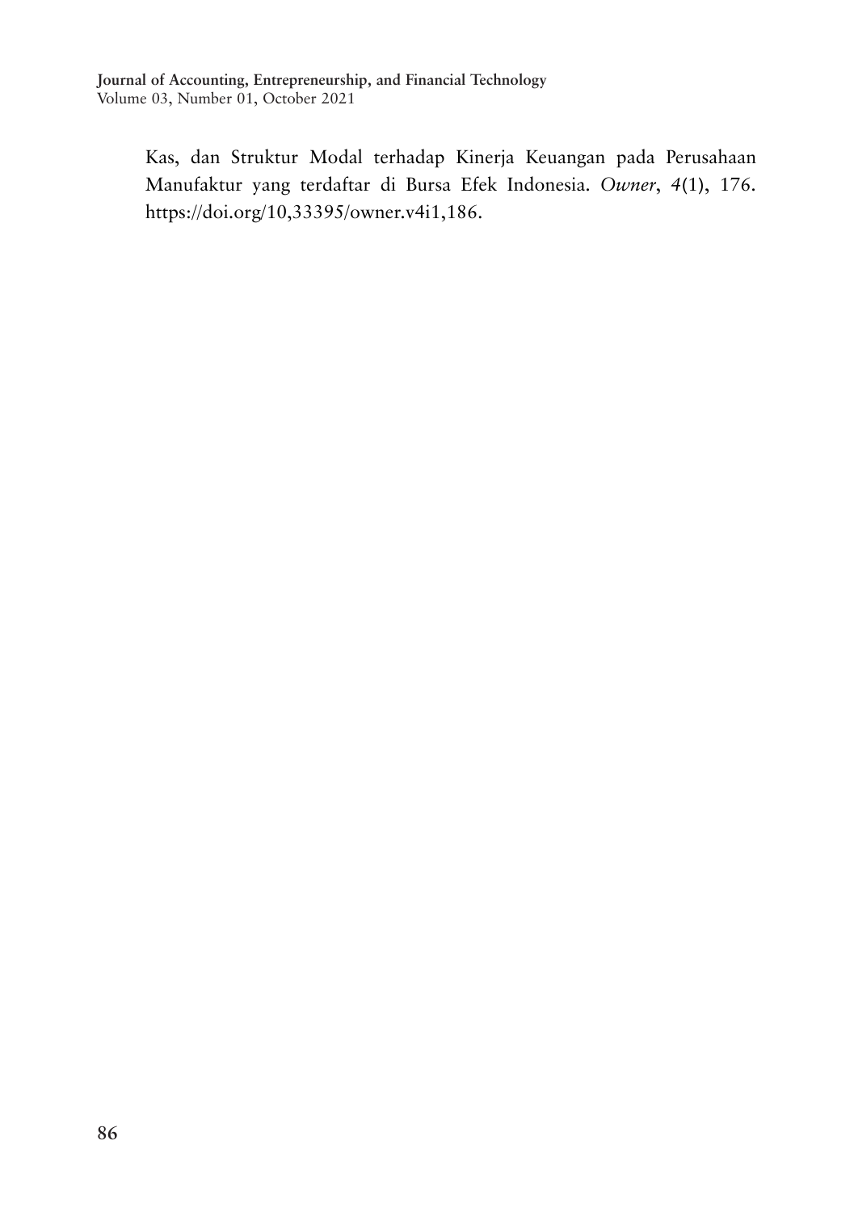Kas, dan Struktur Modal terhadap Kinerja Keuangan pada Perusahaan Manufaktur yang terdaftar di Bursa Efek Indonesia. *Owner*, *4*(1), 176. https://doi.org/10,33395/owner.v4i1,186.